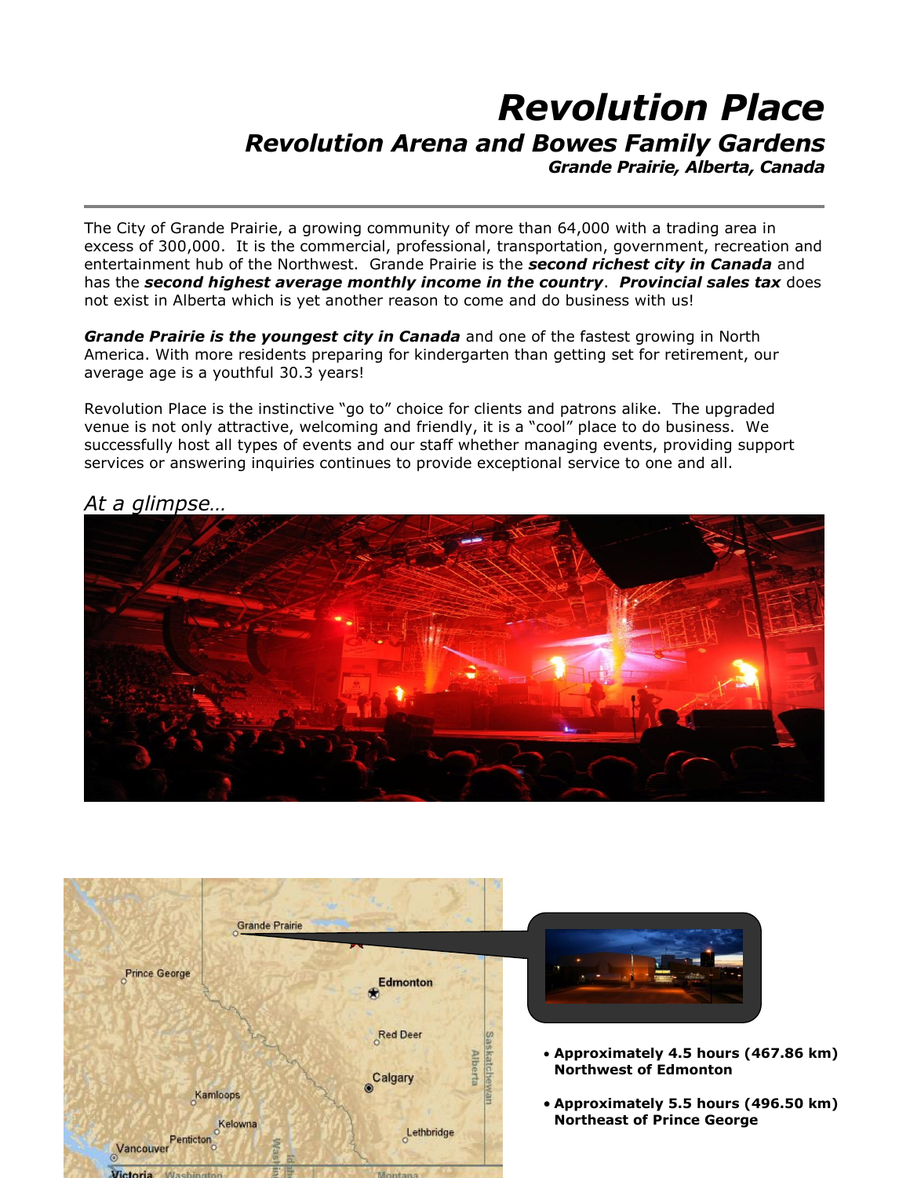# *Revolution Place*

## *Revolution Arena and Bowes Family Gardens*

***Grande Prairie, Alberta, Canada***

---

The City of Grande Prairie, a growing community of more than 64,000 with a trading area in excess of 300,000. It is the commercial, professional, transportation, government, recreation and entertainment hub of the Northwest. Grande Prairie is the ***second richest city in Canada*** and has the ***second highest average monthly income in the country***. ***Provincial sales tax*** does not exist in Alberta which is yet another reason to come and do business with us!

***Grande Prairie is the youngest city in Canada*** and one of the fastest growing in North America. With more residents preparing for kindergarten than getting set for retirement, our average age is a youthful 30.3 years!

Revolution Place is the instinctive "go to" choice for clients and patrons alike. The upgraded venue is not only attractive, welcoming and friendly, it is a "cool" place to do business. We successfully host all types of events and our staff whether managing events, providing support services or answering inquiries continues to provide exceptional service to one and all.

*At a glimpse…*

- **Approximately 4.5 hours (467.86 km) Northwest of Edmonton**
- **Approximately 5.5 hours (496.50 km) Northeast of Prince George**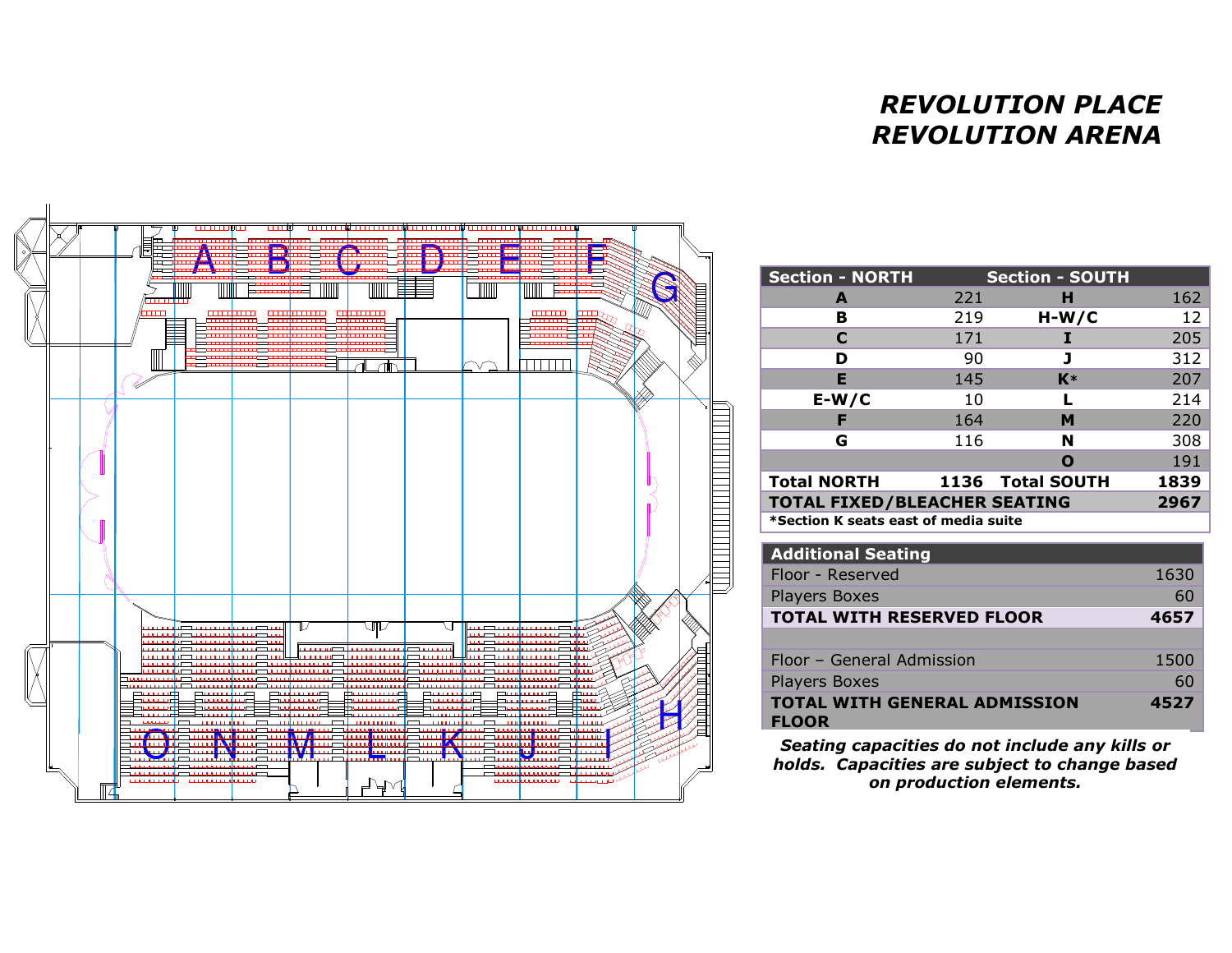# REVOLUTION PLACE
# REVOLUTION ARENA

| Section - NORTH | | Section - SOUTH | |
|---|---|---|---|
| **A** | 221 | **H** | 162 |
| **B** | 219 | **H-W/C** | 12 |
| **C** | 171 | **I** | 205 |
| **D** | 90 | **J** | 312 |
| **E** | 145 | **K*** | 207 |
| **E-W/C** | 10 | **L** | 214 |
| **F** | 164 | **M** | 220 |
| **G** | 116 | **N** | 308 |
| | | **O** | 191 |
| **Total NORTH** | **1136** | **Total SOUTH** | **1839** |
| **TOTAL FIXED/BLEACHER SEATING** | | | **2967** |
| ***Section K seats east of media suite** | | | |

| Additional Seating | |
|---|---|
| Floor - Reserved | 1630 |
| Players Boxes | 60 |
| **TOTAL WITH RESERVED FLOOR** | **4657** |
| | |
| Floor – General Admission | 1500 |
| Players Boxes | 60 |
| **TOTAL WITH GENERAL ADMISSION FLOOR** | **4527** |

***Seating capacities do not include any kills or holds. Capacities are subject to change based on production elements.***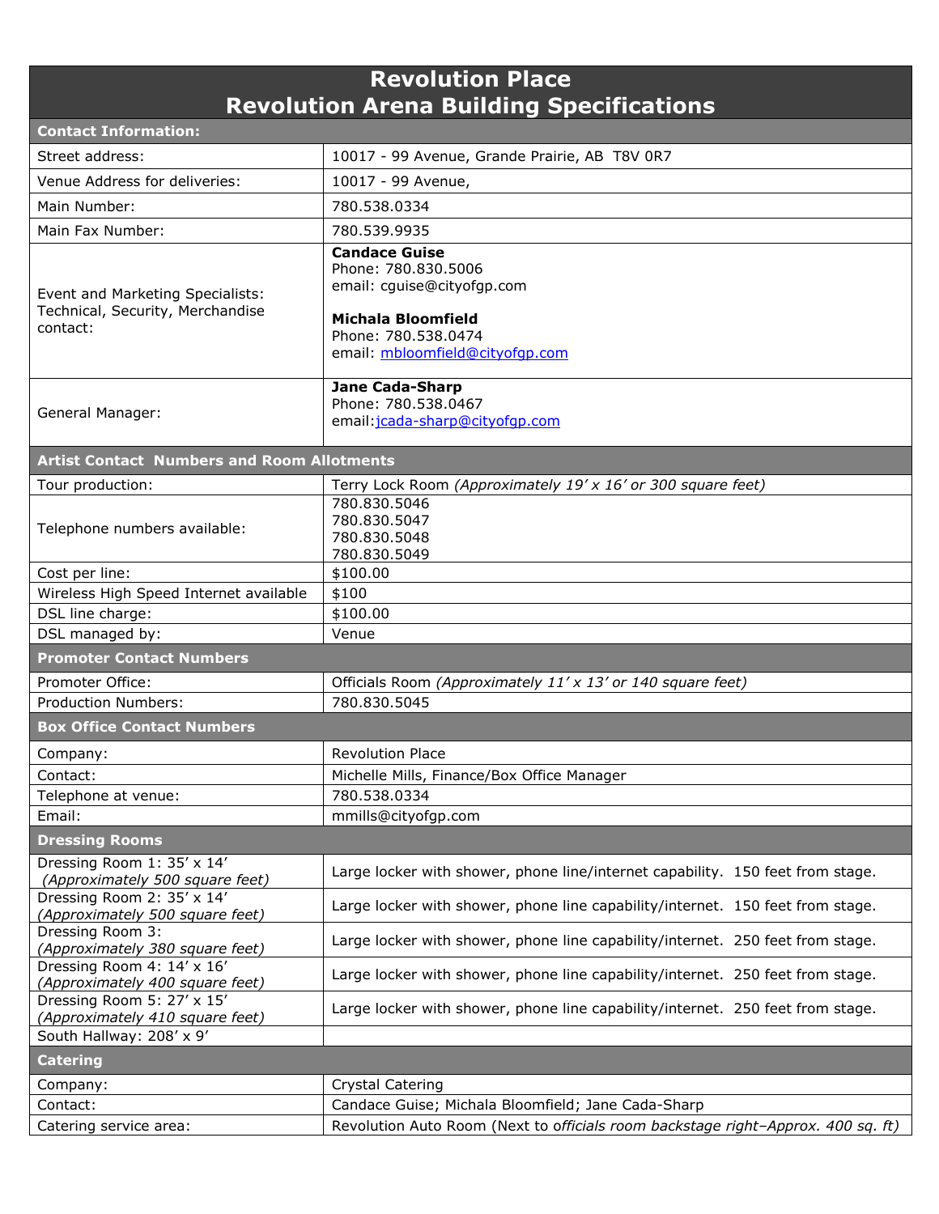# Revolution Place
# Revolution Arena Building Specifications

| **Contact Information:** | |
|---|---|
| Street address: | 10017 - 99 Avenue, Grande Prairie, AB  T8V 0R7 |
| Venue Address for deliveries: | 10017 - 99 Avenue, |
| Main Number: | 780.538.0334 |
| Main Fax Number: | 780.539.9935 |
| Event and Marketing Specialists: Technical, Security, Merchandise contact: | **Candace Guise**<br>Phone: 780.830.5006<br>email: cguise@cityofgp.com<br><br>**Michala Bloomfield**<br>Phone: 780.538.0474<br>email: mbloomfield@cityofgp.com |
| General Manager: | **Jane Cada-Sharp**<br>Phone: 780.538.0467<br>email:jcada-sharp@cityofgp.com |
| **Artist Contact  Numbers and Room Allotments** | |
| Tour production: | Terry Lock Room *(Approximately 19' x 16' or 300 square feet)* |
| Telephone numbers available: | 780.830.5046<br>780.830.5047<br>780.830.5048<br>780.830.5049 |
| Cost per line: | $100.00 |
| Wireless High Speed Internet available | $100 |
| DSL line charge: | $100.00 |
| DSL managed by: | Venue |
| **Promoter Contact Numbers** | |
| Promoter Office: | Officials Room *(Approximately 11' x 13' or 140 square feet)* |
| Production Numbers: | 780.830.5045 |
| **Box Office Contact Numbers** | |
| Company: | Revolution Place |
| Contact: | Michelle Mills, Finance/Box Office Manager |
| Telephone at venue: | 780.538.0334 |
| Email: | mmills@cityofgp.com |
| **Dressing Rooms** | |
| Dressing Room 1: 35' x 14'<br>*(Approximately 500 square feet)* | Large locker with shower, phone line/internet capability.  150 feet from stage. |
| Dressing Room 2: 35' x 14'<br>*(Approximately 500 square feet)* | Large locker with shower, phone line capability/internet.  150 feet from stage. |
| Dressing Room 3:<br>*(Approximately 380 square feet)* | Large locker with shower, phone line capability/internet.  250 feet from stage. |
| Dressing Room 4: 14' x 16'<br>*(Approximately 400 square feet)* | Large locker with shower, phone line capability/internet.  250 feet from stage. |
| Dressing Room 5: 27' x 15'<br>*(Approximately 410 square feet)* | Large locker with shower, phone line capability/internet.  250 feet from stage. |
| South Hallway: 208' x 9' | |
| **Catering** | |
| Company: | Crystal Catering |
| Contact: | Candace Guise; Michala Bloomfield; Jane Cada-Sharp |
| Catering service area: | Revolution Auto Room (Next to *officials room backstage right–Approx. 400 sq. ft)* |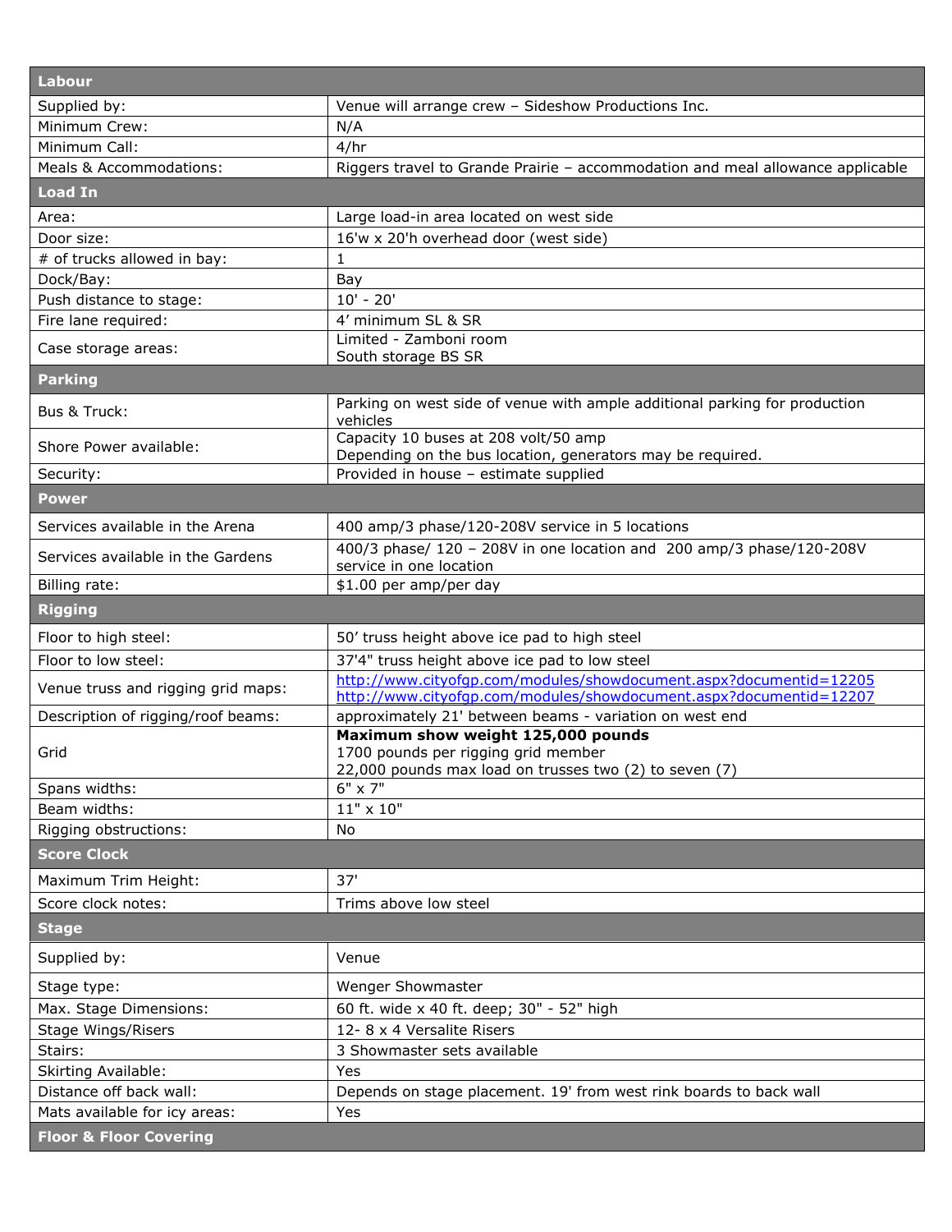| Labour | |
|---|---|
| Supplied by: | Venue will arrange crew – Sideshow Productions Inc. |
| Minimum Crew: | N/A |
| Minimum Call: | 4/hr |
| Meals & Accommodations: | Riggers travel to Grande Prairie – accommodation and meal allowance applicable |
| **Load In** | |
| Area: | Large load-in area located on west side |
| Door size: | 16'w x 20'h overhead door (west side) |
| # of trucks allowed in bay: | 1 |
| Dock/Bay: | Bay |
| Push distance to stage: | 10' - 20' |
| Fire lane required: | 4' minimum SL & SR |
| Case storage areas: | Limited - Zamboni room<br>South storage BS SR |
| **Parking** | |
| Bus & Truck: | Parking on west side of venue with ample additional parking for production vehicles |
| Shore Power available: | Capacity 10 buses at 208 volt/50 amp<br>Depending on the bus location, generators may be required. |
| Security: | Provided in house – estimate supplied |
| **Power** | |
| Services available in the Arena | 400 amp/3 phase/120-208V service in 5 locations |
| Services available in the Gardens | 400/3 phase/ 120 – 208V in one location and 200 amp/3 phase/120-208V service in one location |
| Billing rate: | $1.00 per amp/per day |
| **Rigging** | |
| Floor to high steel: | 50' truss height above ice pad to high steel |
| Floor to low steel: | 37'4" truss height above ice pad to low steel |
| Venue truss and rigging grid maps: | http://www.cityofgp.com/modules/showdocument.aspx?documentid=12205<br>http://www.cityofgp.com/modules/showdocument.aspx?documentid=12207 |
| Description of rigging/roof beams: | approximately 21' between beams - variation on west end |
| Grid | **Maximum show weight 125,000 pounds**<br>1700 pounds per rigging grid member<br>22,000 pounds max load on trusses two (2) to seven (7) |
| Spans widths: | 6" x 7" |
| Beam widths: | 11" x 10" |
| Rigging obstructions: | No |
| **Score Clock** | |
| Maximum Trim Height: | 37' |
| Score clock notes: | Trims above low steel |
| **Stage** | |
| Supplied by: | Venue |
| Stage type: | Wenger Showmaster |
| Max. Stage Dimensions: | 60 ft. wide x 40 ft. deep; 30" - 52" high |
| Stage Wings/Risers | 12- 8 x 4 Versalite Risers |
| Stairs: | 3 Showmaster sets available |
| Skirting Available: | Yes |
| Distance off back wall: | Depends on stage placement. 19' from west rink boards to back wall |
| Mats available for icy areas: | Yes |
| **Floor & Floor Covering** | |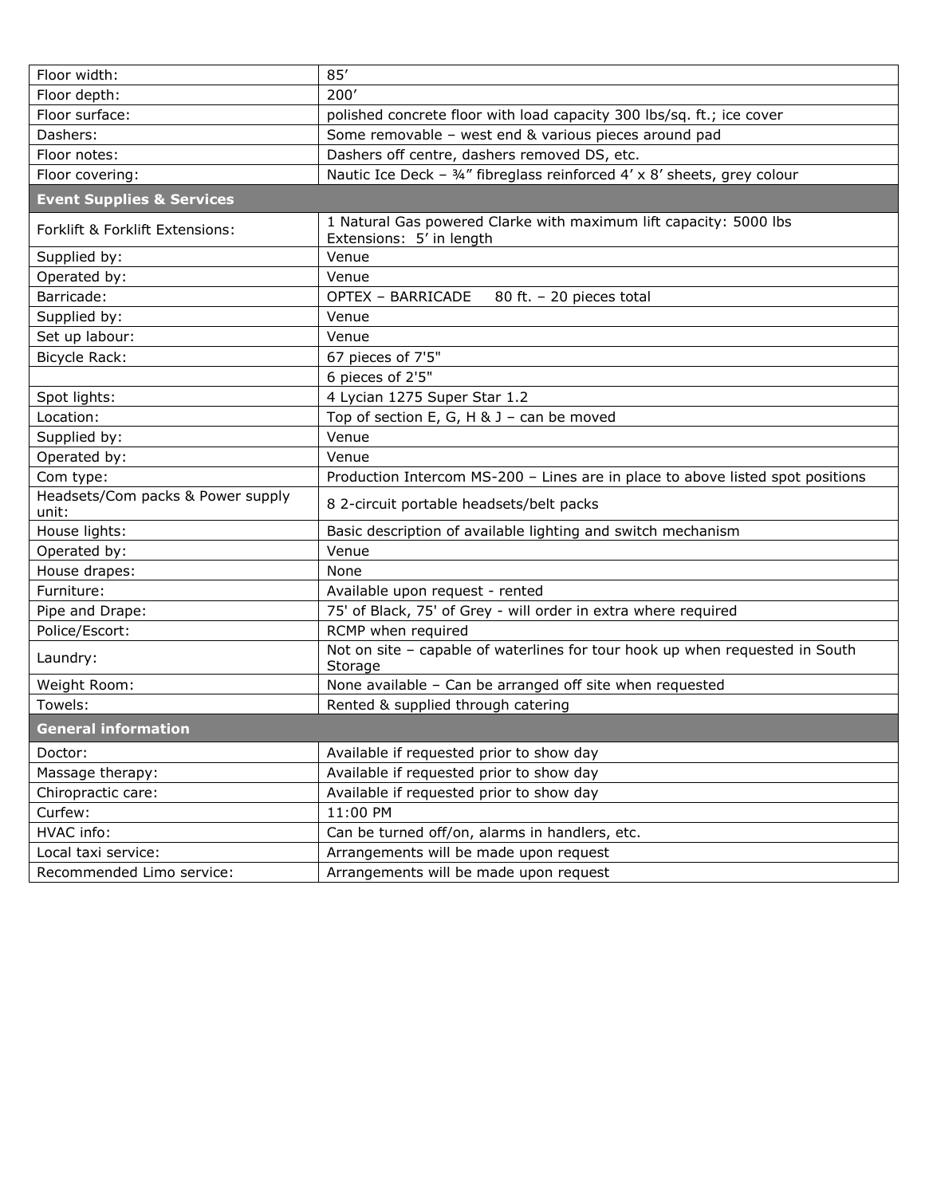| | |
|---|---|
| Floor width: | 85’ |
| Floor depth: | 200’ |
| Floor surface: | polished concrete floor with load capacity 300 lbs/sq. ft.; ice cover |
| Dashers: | Some removable – west end & various pieces around pad |
| Floor notes: | Dashers off centre, dashers removed DS, etc. |
| Floor covering: | Nautic Ice Deck – ¾” fibreglass reinforced 4’ x 8’ sheets, grey colour |
| **Event Supplies & Services** | |
| Forklift & Forklift Extensions: | 1 Natural Gas powered Clarke with maximum lift capacity: 5000 lbs Extensions: 5’ in length |
| Supplied by: | Venue |
| Operated by: | Venue |
| Barricade: | OPTEX – BARRICADE 80 ft. – 20 pieces total |
| Supplied by: | Venue |
| Set up labour: | Venue |
| Bicycle Rack: | 67 pieces of 7'5" |
| | 6 pieces of 2'5" |
| Spot lights: | 4 Lycian 1275 Super Star 1.2 |
| Location: | Top of section E, G, H & J – can be moved |
| Supplied by: | Venue |
| Operated by: | Venue |
| Com type: | Production Intercom MS-200 – Lines are in place to above listed spot positions |
| Headsets/Com packs & Power supply unit: | 8 2-circuit portable headsets/belt packs |
| House lights: | Basic description of available lighting and switch mechanism |
| Operated by: | Venue |
| House drapes: | None |
| Furniture: | Available upon request - rented |
| Pipe and Drape: | 75' of Black, 75' of Grey - will order in extra where required |
| Police/Escort: | RCMP when required |
| Laundry: | Not on site – capable of waterlines for tour hook up when requested in South Storage |
| Weight Room: | None available – Can be arranged off site when requested |
| Towels: | Rented & supplied through catering |
| **General information** | |
| Doctor: | Available if requested prior to show day |
| Massage therapy: | Available if requested prior to show day |
| Chiropractic care: | Available if requested prior to show day |
| Curfew: | 11:00 PM |
| HVAC info: | Can be turned off/on, alarms in handlers, etc. |
| Local taxi service: | Arrangements will be made upon request |
| Recommended Limo service: | Arrangements will be made upon request |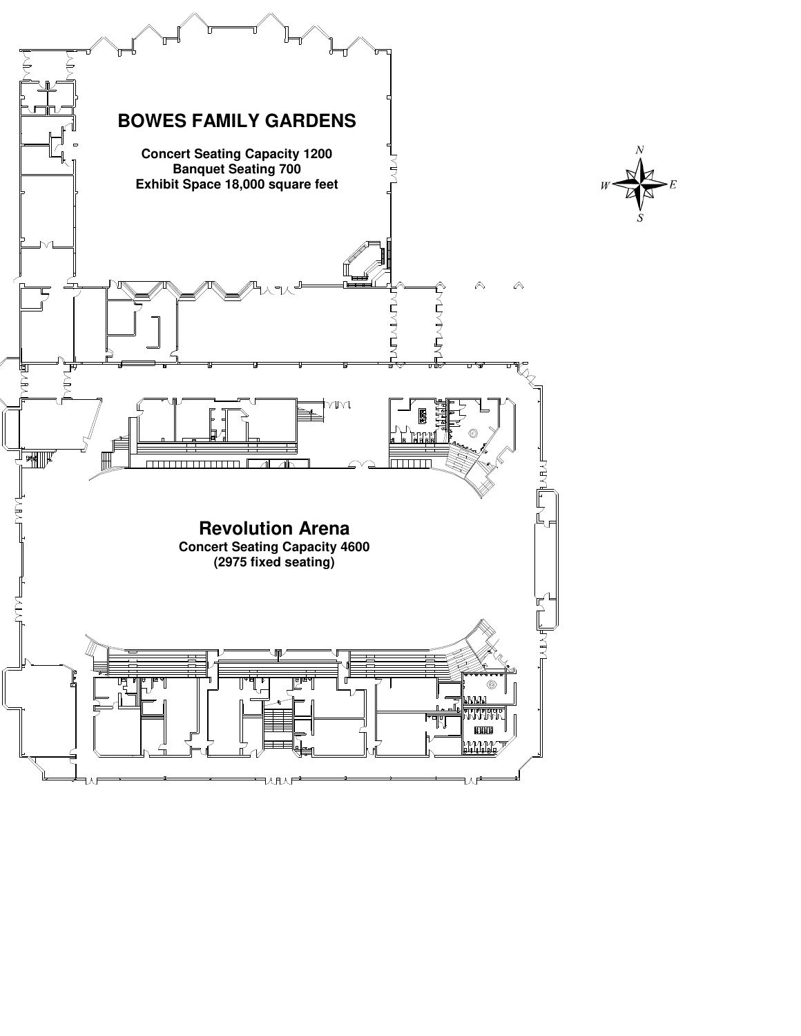## BOWES FAMILY GARDENS

**Concert Seating Capacity 1200**
**Banquet Seating 700**
**Exhibit Space 18,000 square feet**

N
W E
S

## Revolution Arena

**Concert Seating Capacity 4600**
**(2975 fixed seating)**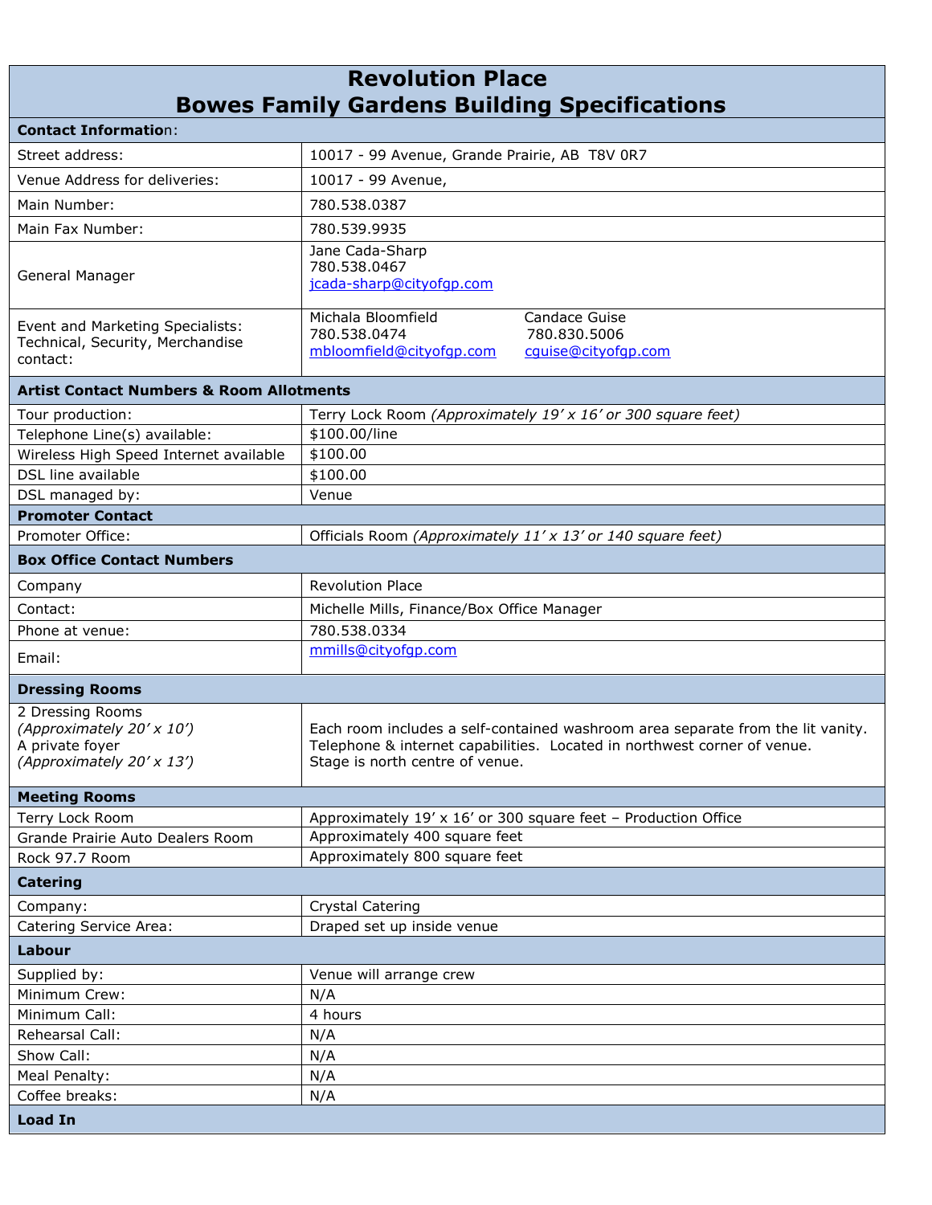# Revolution Place
# Bowes Family Gardens Building Specifications

| **Contact Information:** | |
|---|---|
| Street address: | 10017 - 99 Avenue, Grande Prairie, AB T8V 0R7 |
| Venue Address for deliveries: | 10017 - 99 Avenue, |
| Main Number: | 780.538.0387 |
| Main Fax Number: | 780.539.9935 |
| General Manager | Jane Cada-Sharp<br>780.538.0467<br>jcada-sharp@cityofgp.com |
| Event and Marketing Specialists: Technical, Security, Merchandise contact: | Michala Bloomfield<br>780.538.0474<br>mbloomfield@cityofgp.com<br><br>Candace Guise<br>780.830.5006<br>cguise@cityofgp.com |
| **Artist Contact Numbers & Room Allotments** | |
| Tour production: | Terry Lock Room *(Approximately 19' x 16' or 300 square feet)* |
| Telephone Line(s) available: | $100.00/line |
| Wireless High Speed Internet available | $100.00 |
| DSL line available | $100.00 |
| DSL managed by: | Venue |
| **Promoter Contact** | |
| Promoter Office: | Officials Room *(Approximately 11' x 13' or 140 square feet)* |
| **Box Office Contact Numbers** | |
| Company | Revolution Place |
| Contact: | Michelle Mills, Finance/Box Office Manager |
| Phone at venue: | 780.538.0334 |
| Email: | mmills@cityofgp.com |
| **Dressing Rooms** | |
| 2 Dressing Rooms *(Approximately 20' x 10')*<br>A private foyer *(Approximately 20' x 13')* | Each room includes a self-contained washroom area separate from the lit vanity. Telephone & internet capabilities. Located in northwest corner of venue. Stage is north centre of venue. |
| **Meeting Rooms** | |
| Terry Lock Room | Approximately 19' x 16' or 300 square feet – Production Office |
| Grande Prairie Auto Dealers Room | Approximately 400 square feet |
| Rock 97.7 Room | Approximately 800 square feet |
| **Catering** | |
| Company: | Crystal Catering |
| Catering Service Area: | Draped set up inside venue |
| **Labour** | |
| Supplied by: | Venue will arrange crew |
| Minimum Crew: | N/A |
| Minimum Call: | 4 hours |
| Rehearsal Call: | N/A |
| Show Call: | N/A |
| Meal Penalty: | N/A |
| Coffee breaks: | N/A |
| **Load In** | |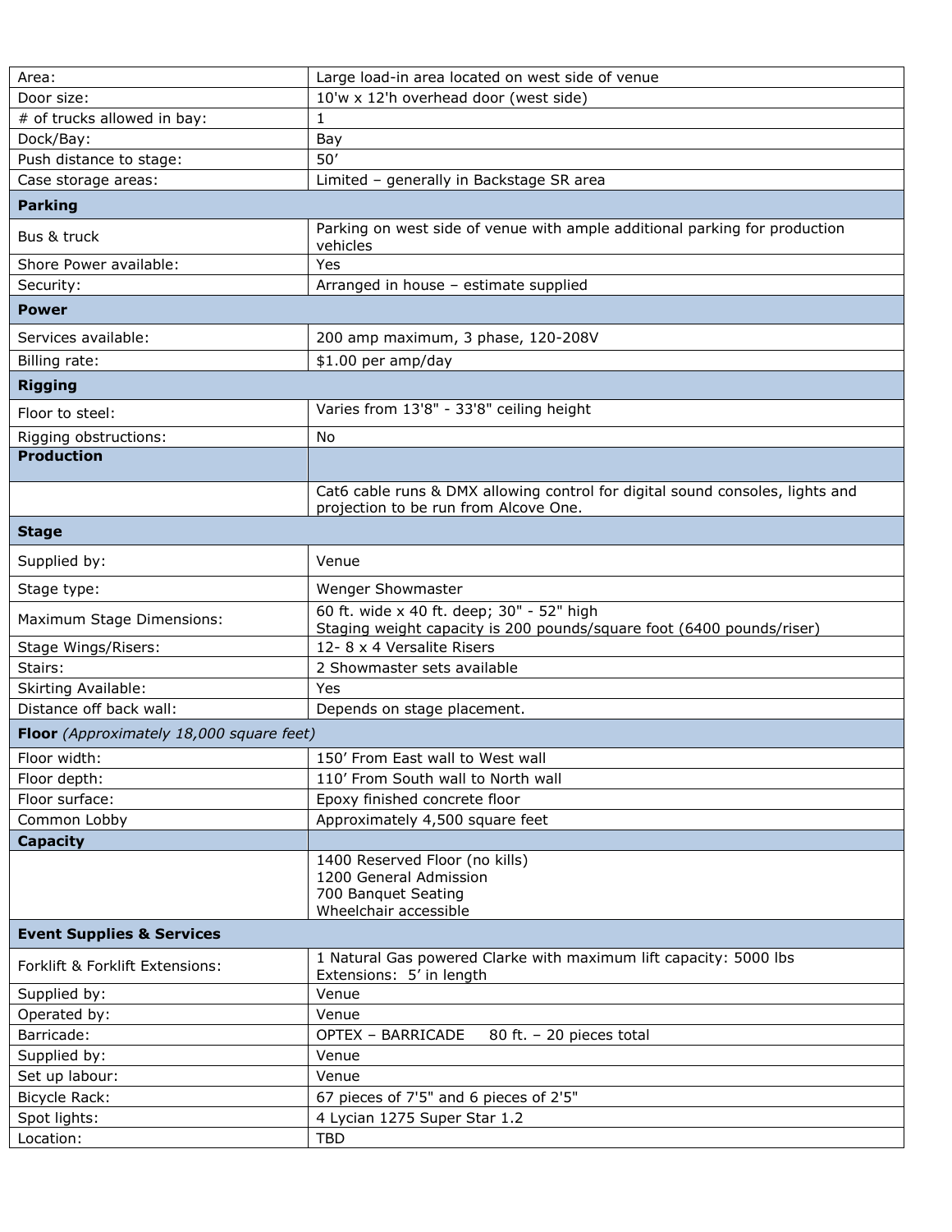| | |
|---|---|
| Area: | Large load-in area located on west side of venue |
| Door size: | 10'w x 12'h overhead door (west side) |
| # of trucks allowed in bay: | 1 |
| Dock/Bay: | Bay |
| Push distance to stage: | 50' |
| Case storage areas: | Limited – generally in Backstage SR area |
| **Parking** | |
| Bus & truck | Parking on west side of venue with ample additional parking for production vehicles |
| Shore Power available: | Yes |
| Security: | Arranged in house – estimate supplied |
| **Power** | |
| Services available: | 200 amp maximum, 3 phase, 120-208V |
| Billing rate: | $1.00 per amp/day |
| **Rigging** | |
| Floor to steel: | Varies from 13'8" - 33'8" ceiling height |
| Rigging obstructions: | No |
| **Production** | |
| | Cat6 cable runs & DMX allowing control for digital sound consoles, lights and projection to be run from Alcove One. |
| **Stage** | |
| Supplied by: | Venue |
| Stage type: | Wenger Showmaster |
| Maximum Stage Dimensions: | 60 ft. wide x 40 ft. deep; 30" - 52" high<br>Staging weight capacity is 200 pounds/square foot (6400 pounds/riser) |
| Stage Wings/Risers: | 12- 8 x 4 Versalite Risers |
| Stairs: | 2 Showmaster sets available |
| Skirting Available: | Yes |
| Distance off back wall: | Depends on stage placement. |
| **Floor** *(Approximately 18,000 square feet)* | |
| Floor width: | 150' From East wall to West wall |
| Floor depth: | 110' From South wall to North wall |
| Floor surface: | Epoxy finished concrete floor |
| Common Lobby | Approximately 4,500 square feet |
| **Capacity** | |
| | 1400 Reserved Floor (no kills)<br>1200 General Admission<br>700 Banquet Seating<br>Wheelchair accessible |
| **Event Supplies & Services** | |
| Forklift & Forklift Extensions: | 1 Natural Gas powered Clarke with maximum lift capacity: 5000 lbs<br>Extensions: 5' in length |
| Supplied by: | Venue |
| Operated by: | Venue |
| Barricade: | OPTEX – BARRICADE 80 ft. – 20 pieces total |
| Supplied by: | Venue |
| Set up labour: | Venue |
| Bicycle Rack: | 67 pieces of 7'5" and 6 pieces of 2'5" |
| Spot lights: | 4 Lycian 1275 Super Star 1.2 |
| Location: | TBD |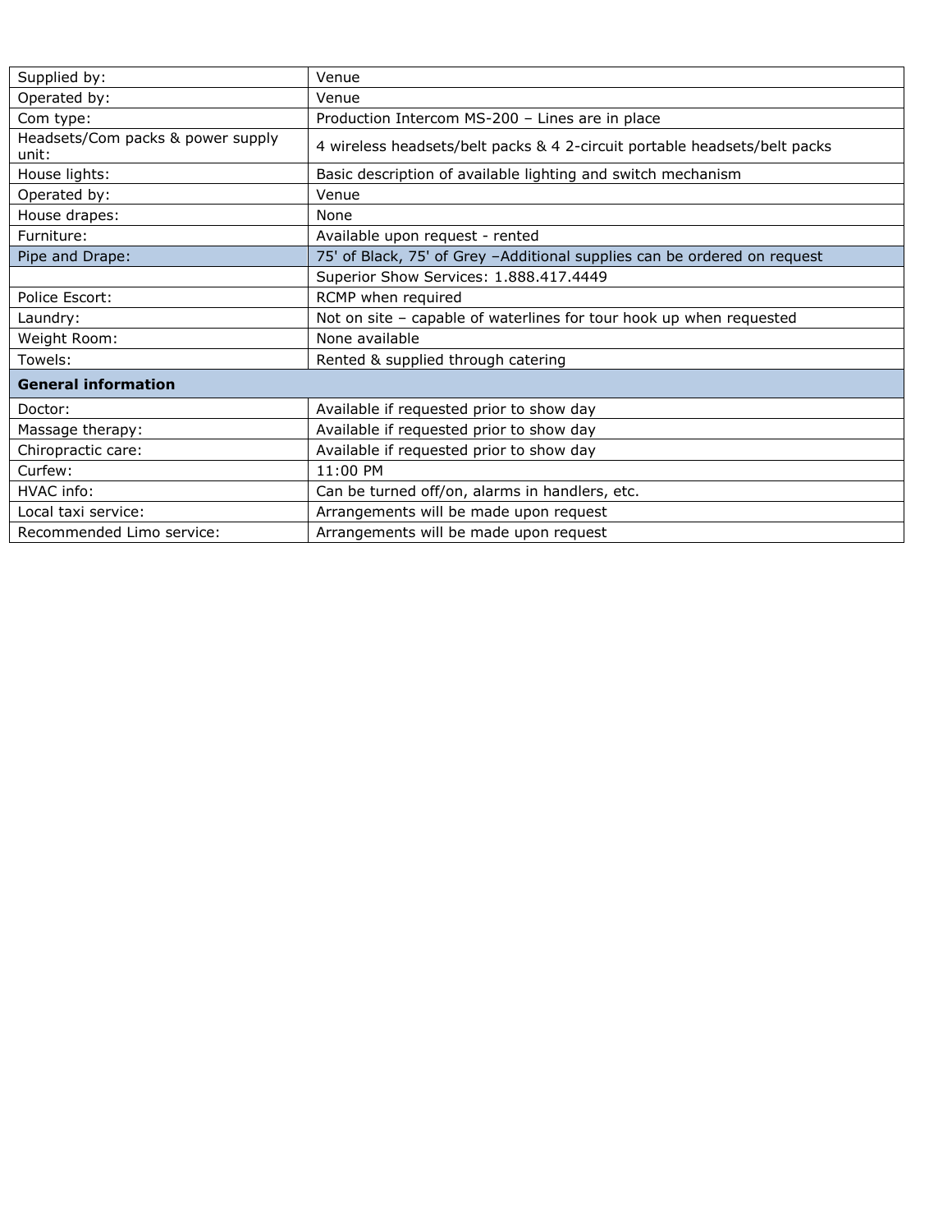| | |
|---|---|
| Supplied by: | Venue |
| Operated by: | Venue |
| Com type: | Production Intercom MS-200 – Lines are in place |
| Headsets/Com packs & power supply unit: | 4 wireless headsets/belt packs & 4 2-circuit portable headsets/belt packs |
| House lights: | Basic description of available lighting and switch mechanism |
| Operated by: | Venue |
| House drapes: | None |
| Furniture: | Available upon request - rented |
| Pipe and Drape: | 75' of Black, 75' of Grey –Additional supplies can be ordered on request |
| | Superior Show Services: 1.888.417.4449 |
| Police Escort: | RCMP when required |
| Laundry: | Not on site – capable of waterlines for tour hook up when requested |
| Weight Room: | None available |
| Towels: | Rented & supplied through catering |
| **General information** | |
| Doctor: | Available if requested prior to show day |
| Massage therapy: | Available if requested prior to show day |
| Chiropractic care: | Available if requested prior to show day |
| Curfew: | 11:00 PM |
| HVAC info: | Can be turned off/on, alarms in handlers, etc. |
| Local taxi service: | Arrangements will be made upon request |
| Recommended Limo service: | Arrangements will be made upon request |